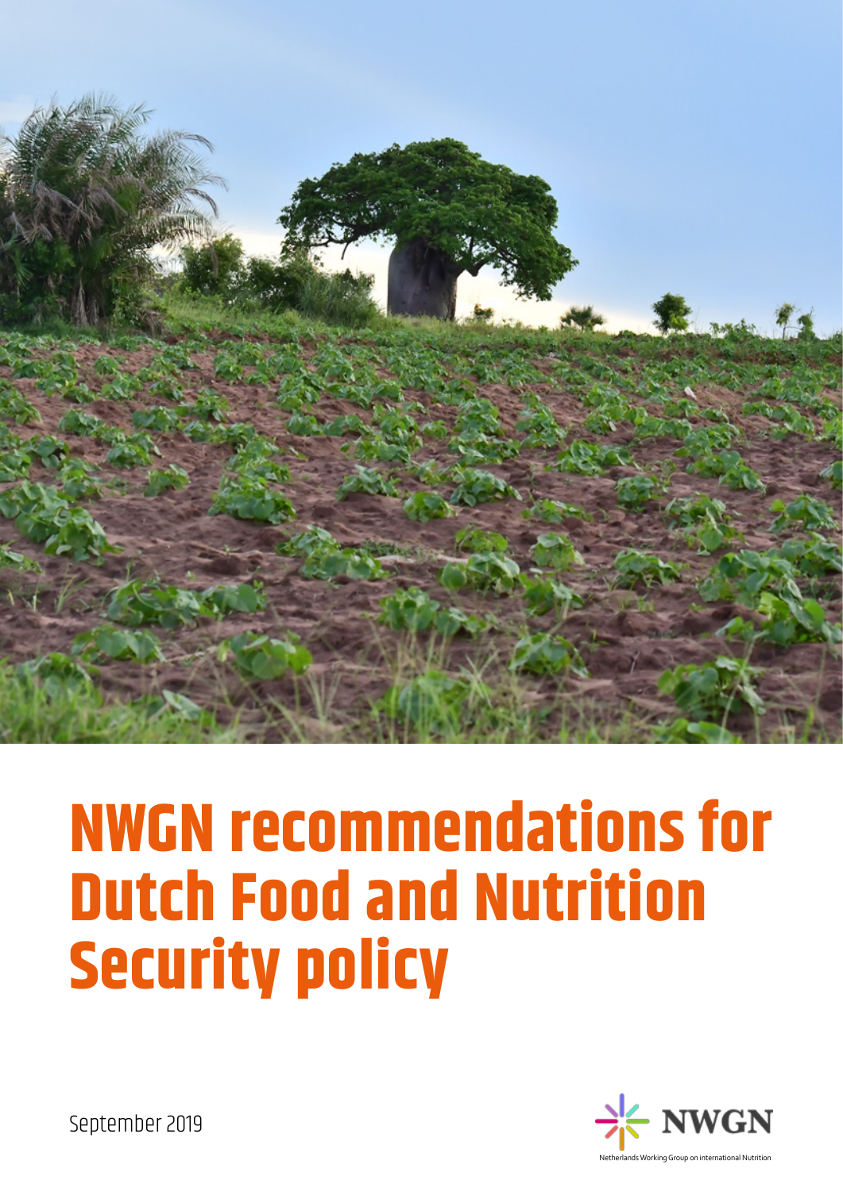# NWGN recommendations for Dutch Food and Nutrition Security policy

September 2019

NWGN

Netherlands Working Group on international Nutrition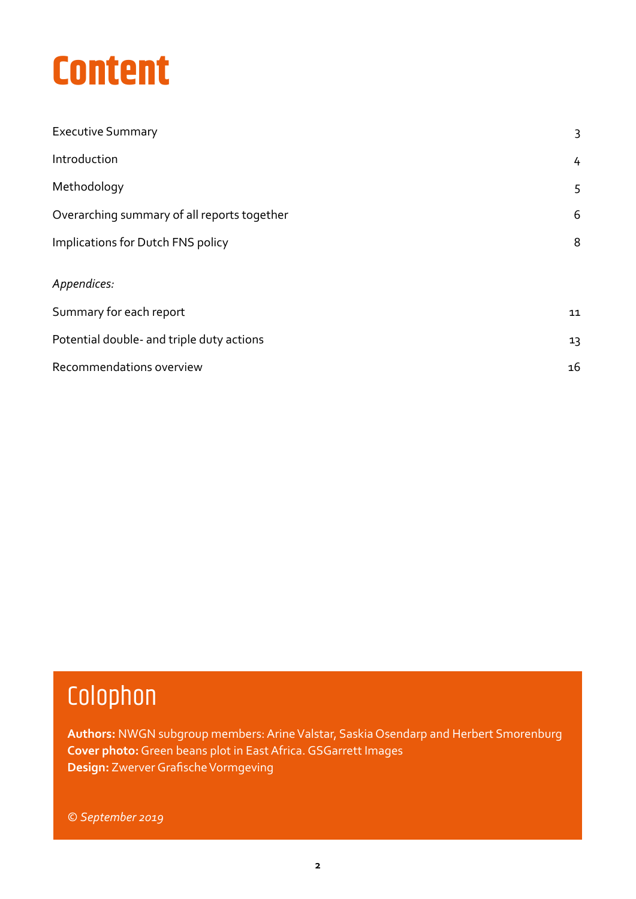# Content

| | |
|---|---|
| Executive Summary | 3 |
| Introduction | 4 |
| Methodology | 5 |
| Overarching summary of all reports together | 6 |
| Implications for Dutch FNS policy | 8 |

*Appendices:*

| | |
|---|---|
| Summary for each report | 11 |
| Potential double- and triple duty actions | 13 |
| Recommendations overview | 16 |

## Colophon

**Authors:** NWGN subgroup members: Arine Valstar, Saskia Osendarp and Herbert Smorenburg
**Cover photo:** Green beans plot in East Africa. GSGarrett Images
**Design:** Zwerver Grafische Vormgeving

*© September 2019*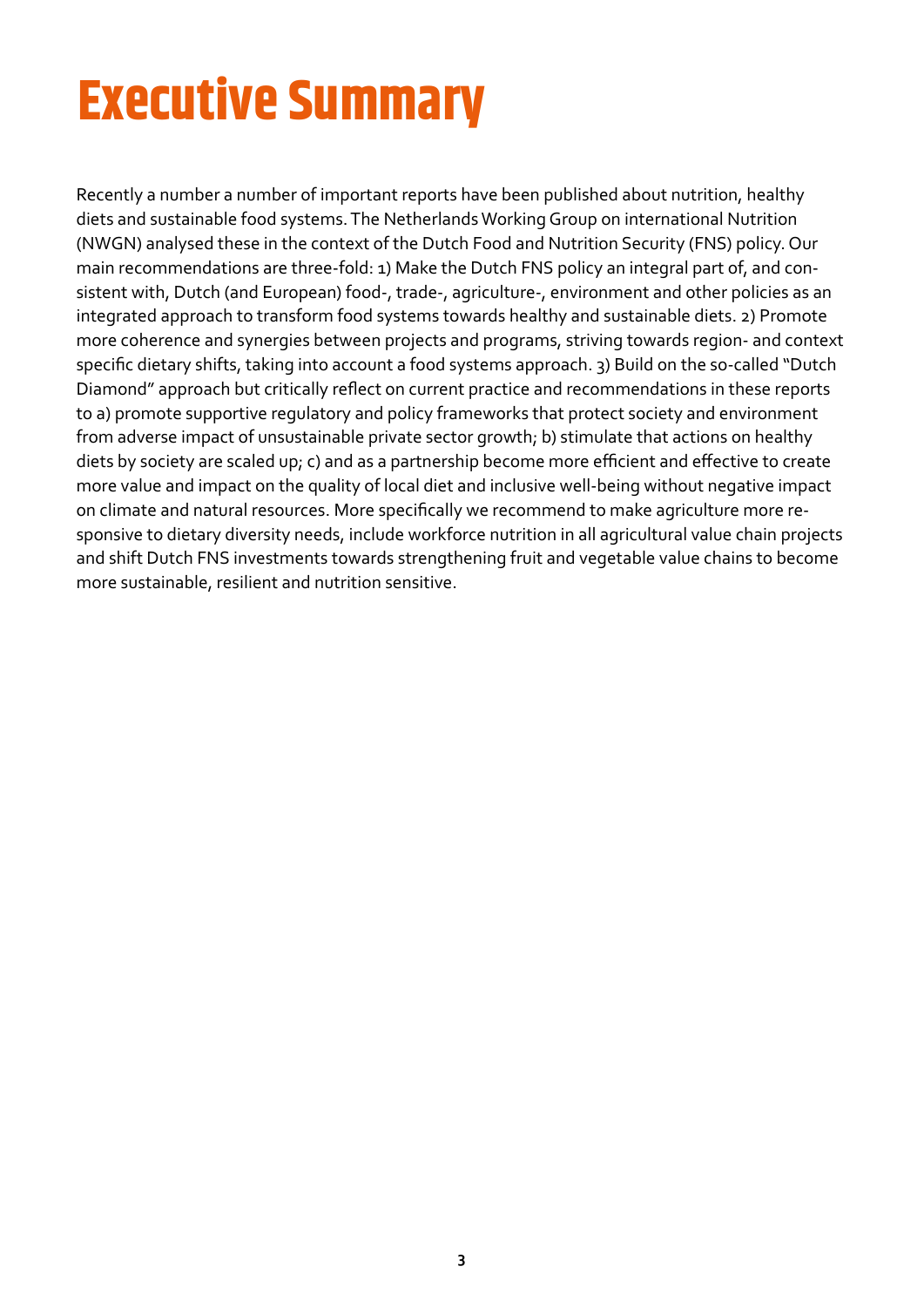# Executive Summary

Recently a number a number of important reports have been published about nutrition, healthy diets and sustainable food systems. The Netherlands Working Group on international Nutrition (NWGN) analysed these in the context of the Dutch Food and Nutrition Security (FNS) policy. Our main recommendations are three-fold: 1) Make the Dutch FNS policy an integral part of, and consistent with, Dutch (and European) food-, trade-, agriculture-, environment and other policies as an integrated approach to transform food systems towards healthy and sustainable diets. 2) Promote more coherence and synergies between projects and programs, striving towards region- and context specific dietary shifts, taking into account a food systems approach. 3) Build on the so-called "Dutch Diamond" approach but critically reflect on current practice and recommendations in these reports to a) promote supportive regulatory and policy frameworks that protect society and environment from adverse impact of unsustainable private sector growth; b) stimulate that actions on healthy diets by society are scaled up; c) and as a partnership become more efficient and effective to create more value and impact on the quality of local diet and inclusive well-being without negative impact on climate and natural resources. More specifically we recommend to make agriculture more responsive to dietary diversity needs, include workforce nutrition in all agricultural value chain projects and shift Dutch FNS investments towards strengthening fruit and vegetable value chains to become more sustainable, resilient and nutrition sensitive.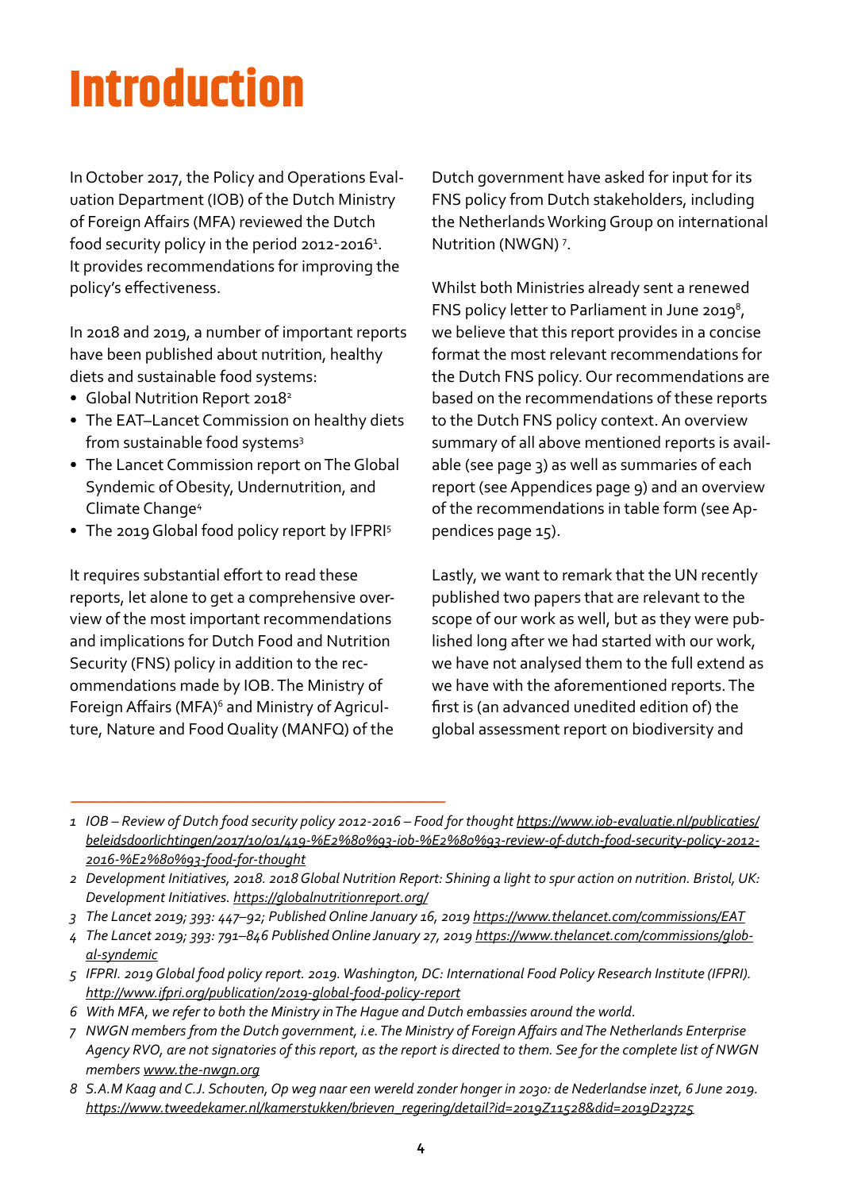# Introduction

In October 2017, the Policy and Operations Evaluation Department (IOB) of the Dutch Ministry of Foreign Affairs (MFA) reviewed the Dutch food security policy in the period 2012-2016[1]. It provides recommendations for improving the policy's effectiveness.

In 2018 and 2019, a number of important reports have been published about nutrition, healthy diets and sustainable food systems:

- Global Nutrition Report 2018[2]
- The EAT–Lancet Commission on healthy diets from sustainable food systems[3]
- The Lancet Commission report on The Global Syndemic of Obesity, Undernutrition, and Climate Change[4]
- The 2019 Global food policy report by IFPRI[5]

It requires substantial effort to read these reports, let alone to get a comprehensive overview of the most important recommendations and implications for Dutch Food and Nutrition Security (FNS) policy in addition to the recommendations made by IOB. The Ministry of Foreign Affairs (MFA)[6] and Ministry of Agriculture, Nature and Food Quality (MANFQ) of the Dutch government have asked for input for its FNS policy from Dutch stakeholders, including the Netherlands Working Group on international Nutrition (NWGN)[7].

Whilst both Ministries already sent a renewed FNS policy letter to Parliament in June 2019[8], we believe that this report provides in a concise format the most relevant recommendations for the Dutch FNS policy. Our recommendations are based on the recommendations of these reports to the Dutch FNS policy context. An overview summary of all above mentioned reports is available (see page 3) as well as summaries of each report (see Appendices page 9) and an overview of the recommendations in table form (see Appendices page 15).

Lastly, we want to remark that the UN recently published two papers that are relevant to the scope of our work as well, but as they were published long after we had started with our work, we have not analysed them to the full extend as we have with the aforementioned reports. The first is (an advanced unedited edition of) the global assessment report on biodiversity and

---

*1 IOB – Review of Dutch food security policy 2012-2016 – Food for thought* https://www.iob-evaluatie.nl/publicaties/beleidsdoorlichtingen/2017/10/01/419-%E2%80%93-iob-%E2%80%93-review-of-dutch-food-security-policy-2012-2016-%E2%80%93-food-for-thought

*2 Development Initiatives, 2018. 2018 Global Nutrition Report: Shining a light to spur action on nutrition. Bristol, UK: Development Initiatives.* https://globalnutritionreport.org/

*3 The Lancet 2019; 393: 447–92; Published Online January 16, 2019* https://www.thelancet.com/commissions/EAT

*4 The Lancet 2019; 393: 791–846 Published Online January 27, 2019* https://www.thelancet.com/commissions/global-syndemic

*5 IFPRI. 2019 Global food policy report. 2019. Washington, DC: International Food Policy Research Institute (IFPRI).* http://www.ifpri.org/publication/2019-global-food-policy-report

*6 With MFA, we refer to both the Ministry in The Hague and Dutch embassies around the world.*

*7 NWGN members from the Dutch government, i.e. The Ministry of Foreign Affairs and The Netherlands Enterprise Agency RVO, are not signatories of this report, as the report is directed to them. See for the complete list of NWGN members* www.the-nwgn.org

*8 S.A.M Kaag and C.J. Schouten, Op weg naar een wereld zonder honger in 2030: de Nederlandse inzet, 6 June 2019.* https://www.tweedekamer.nl/kamerstukken/brieven_regering/detail?id=2019Z11528&did=2019D23725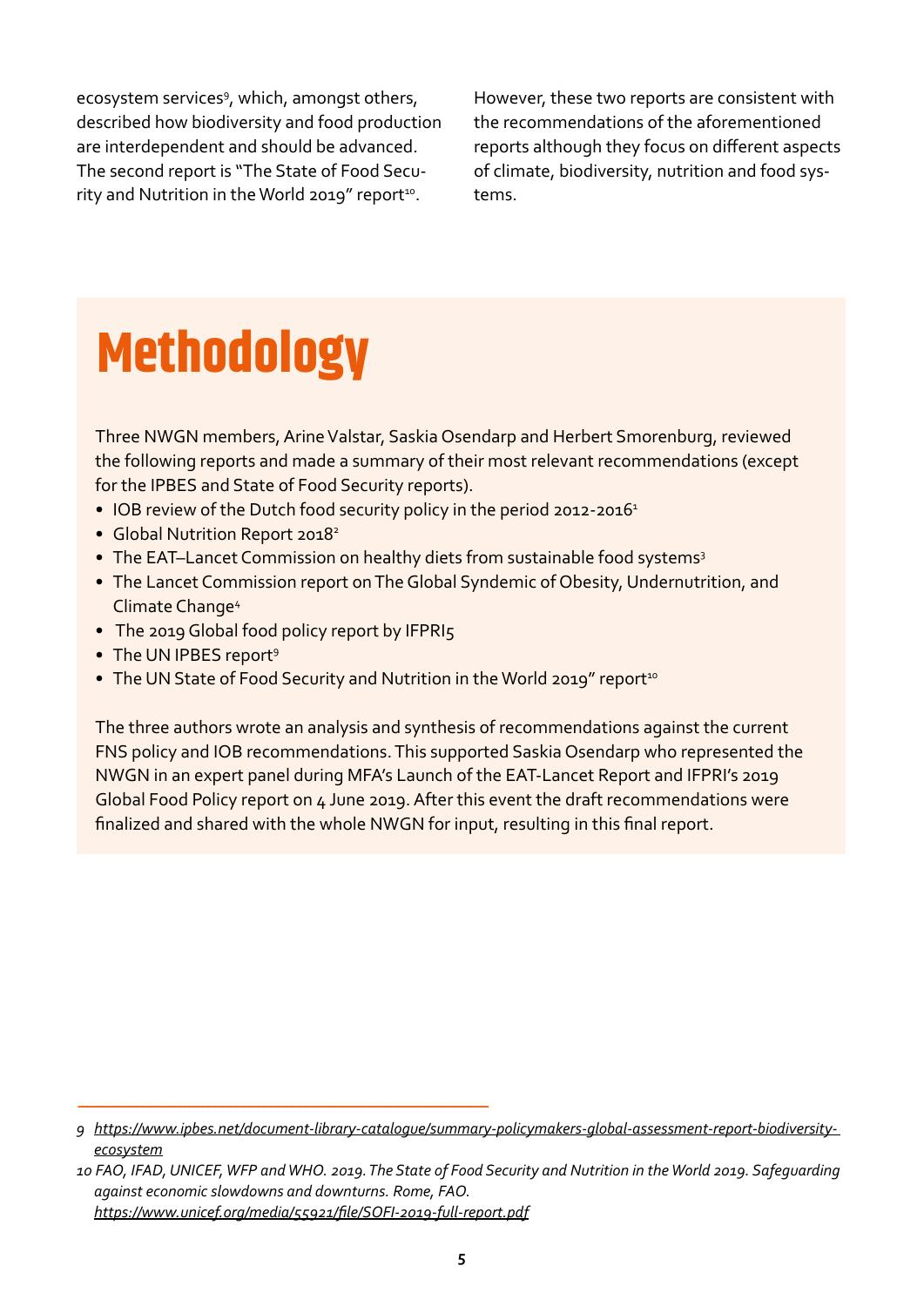ecosystem services[9], which, amongst others, described how biodiversity and food production are interdependent and should be advanced. The second report is "The State of Food Security and Nutrition in the World 2019" report[10].

However, these two reports are consistent with the recommendations of the aforementioned reports although they focus on different aspects of climate, biodiversity, nutrition and food systems.

# Methodology

Three NWGN members, Arine Valstar, Saskia Osendarp and Herbert Smorenburg, reviewed the following reports and made a summary of their most relevant recommendations (except for the IPBES and State of Food Security reports).

- IOB review of the Dutch food security policy in the period 2012-2016[1]
- Global Nutrition Report 2018[2]
- The EAT–Lancet Commission on healthy diets from sustainable food systems[3]
- The Lancet Commission report on The Global Syndemic of Obesity, Undernutrition, and Climate Change[4]
- The 2019 Global food policy report by IFPRI5
- The UN IPBES report[9]
- The UN State of Food Security and Nutrition in the World 2019" report[10]

The three authors wrote an analysis and synthesis of recommendations against the current FNS policy and IOB recommendations. This supported Saskia Osendarp who represented the NWGN in an expert panel during MFA's Launch of the EAT-Lancet Report and IFPRI's 2019 Global Food Policy report on 4 June 2019. After this event the draft recommendations were finalized and shared with the whole NWGN for input, resulting in this final report.

---

*9 https://www.ipbes.net/document-library-catalogue/summary-policymakers-global-assessment-report-biodiversity-ecosystem*

*10 FAO, IFAD, UNICEF, WFP and WHO. 2019. The State of Food Security and Nutrition in the World 2019. Safeguarding against economic slowdowns and downturns. Rome, FAO. https://www.unicef.org/media/55921/file/SOFI-2019-full-report.pdf*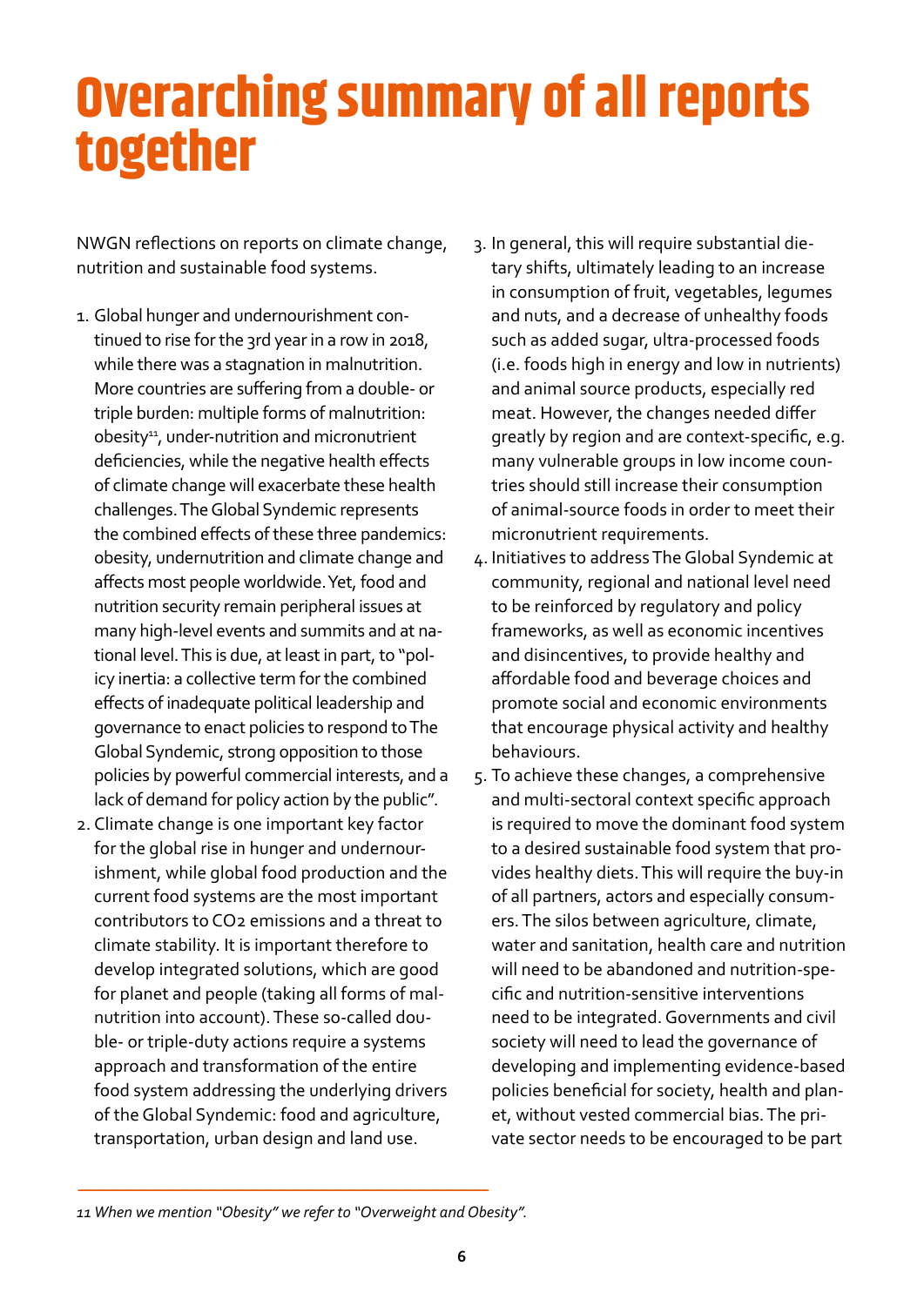# Overarching summary of all reports together

NWGN reflections on reports on climate change, nutrition and sustainable food systems.

1. Global hunger and undernourishment continued to rise for the 3rd year in a row in 2018, while there was a stagnation in malnutrition. More countries are suffering from a double- or triple burden: multiple forms of malnutrition: obesity[11], under-nutrition and micronutrient deficiencies, while the negative health effects of climate change will exacerbate these health challenges. The Global Syndemic represents the combined effects of these three pandemics: obesity, undernutrition and climate change and affects most people worldwide. Yet, food and nutrition security remain peripheral issues at many high-level events and summits and at national level. This is due, at least in part, to "policy inertia: a collective term for the combined effects of inadequate political leadership and governance to enact policies to respond to The Global Syndemic, strong opposition to those policies by powerful commercial interests, and a lack of demand for policy action by the public".
2. Climate change is one important key factor for the global rise in hunger and undernourishment, while global food production and the current food systems are the most important contributors to $CO_2$ emissions and a threat to climate stability. It is important therefore to develop integrated solutions, which are good for planet and people (taking all forms of malnutrition into account). These so-called double- or triple-duty actions require a systems approach and transformation of the entire food system addressing the underlying drivers of the Global Syndemic: food and agriculture, transportation, urban design and land use.
3. In general, this will require substantial dietary shifts, ultimately leading to an increase in consumption of fruit, vegetables, legumes and nuts, and a decrease of unhealthy foods such as added sugar, ultra-processed foods (i.e. foods high in energy and low in nutrients) and animal source products, especially red meat. However, the changes needed differ greatly by region and are context-specific, e.g. many vulnerable groups in low income countries should still increase their consumption of animal-source foods in order to meet their micronutrient requirements.
4. Initiatives to address The Global Syndemic at community, regional and national level need to be reinforced by regulatory and policy frameworks, as well as economic incentives and disincentives, to provide healthy and affordable food and beverage choices and promote social and economic environments that encourage physical activity and healthy behaviours.
5. To achieve these changes, a comprehensive and multi-sectoral context specific approach is required to move the dominant food system to a desired sustainable food system that provides healthy diets. This will require the buy-in of all partners, actors and especially consumers. The silos between agriculture, climate, water and sanitation, health care and nutrition will need to be abandoned and nutrition-specific and nutrition-sensitive interventions need to be integrated. Governments and civil society will need to lead the governance of developing and implementing evidence-based policies beneficial for society, health and planet, without vested commercial bias. The private sector needs to be encouraged to be part

*11 When we mention "Obesity" we refer to "Overweight and Obesity".*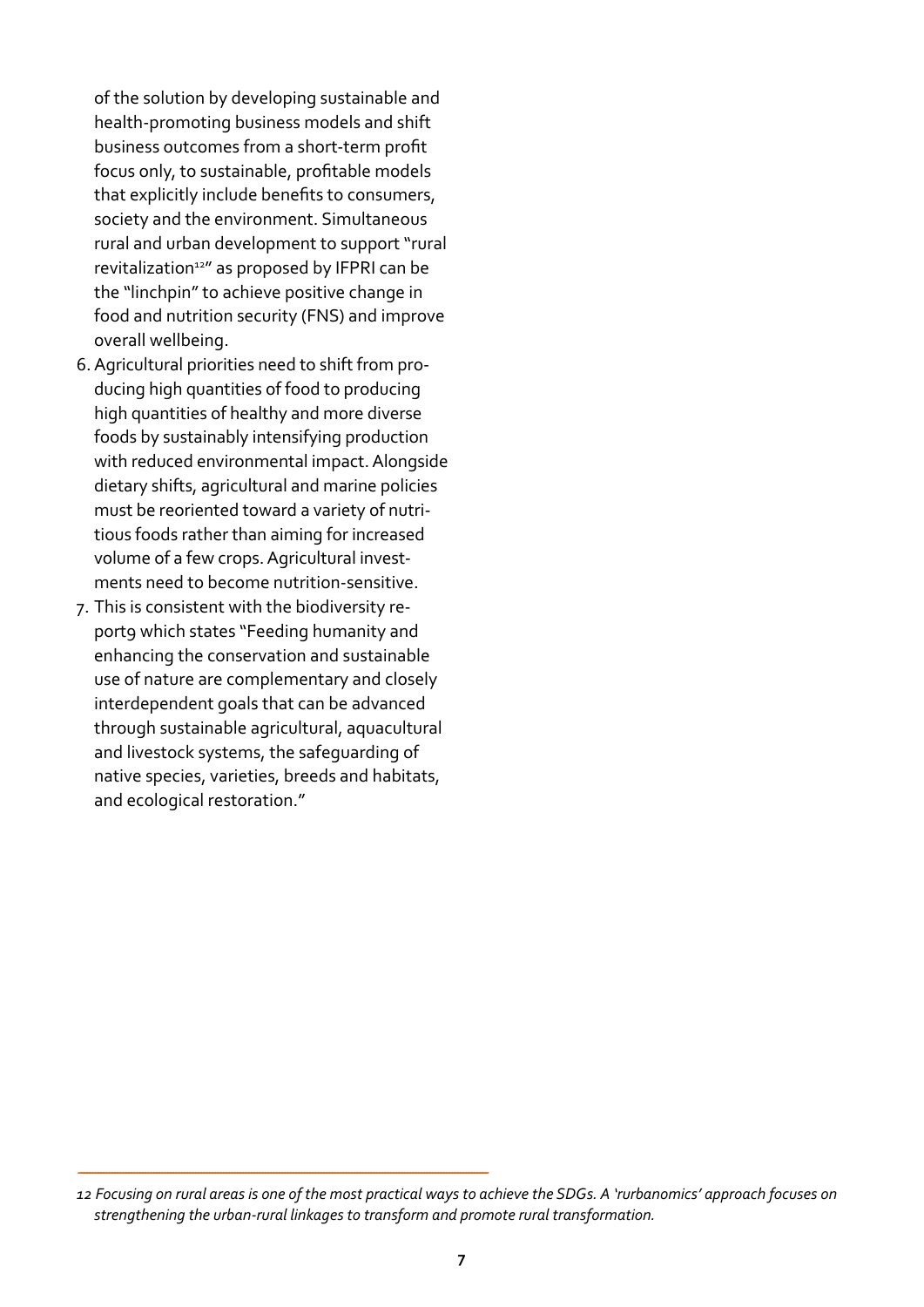of the solution by developing sustainable and health-promoting business models and shift business outcomes from a short-term profit focus only, to sustainable, profitable models that explicitly include benefits to consumers, society and the environment. Simultaneous rural and urban development to support "rural revitalization[12]" as proposed by IFPRI can be the "linchpin" to achieve positive change in food and nutrition security (FNS) and improve overall wellbeing.

6. Agricultural priorities need to shift from producing high quantities of food to producing high quantities of healthy and more diverse foods by sustainably intensifying production with reduced environmental impact. Alongside dietary shifts, agricultural and marine policies must be reoriented toward a variety of nutritious foods rather than aiming for increased volume of a few crops. Agricultural investments need to become nutrition-sensitive.
7. This is consistent with the biodiversity report9 which states "Feeding humanity and enhancing the conservation and sustainable use of nature are complementary and closely interdependent goals that can be advanced through sustainable agricultural, aquacultural and livestock systems, the safeguarding of native species, varieties, breeds and habitats, and ecological restoration."

---

*12 Focusing on rural areas is one of the most practical ways to achieve the SDGs. A 'rurbanomics' approach focuses on strengthening the urban-rural linkages to transform and promote rural transformation.*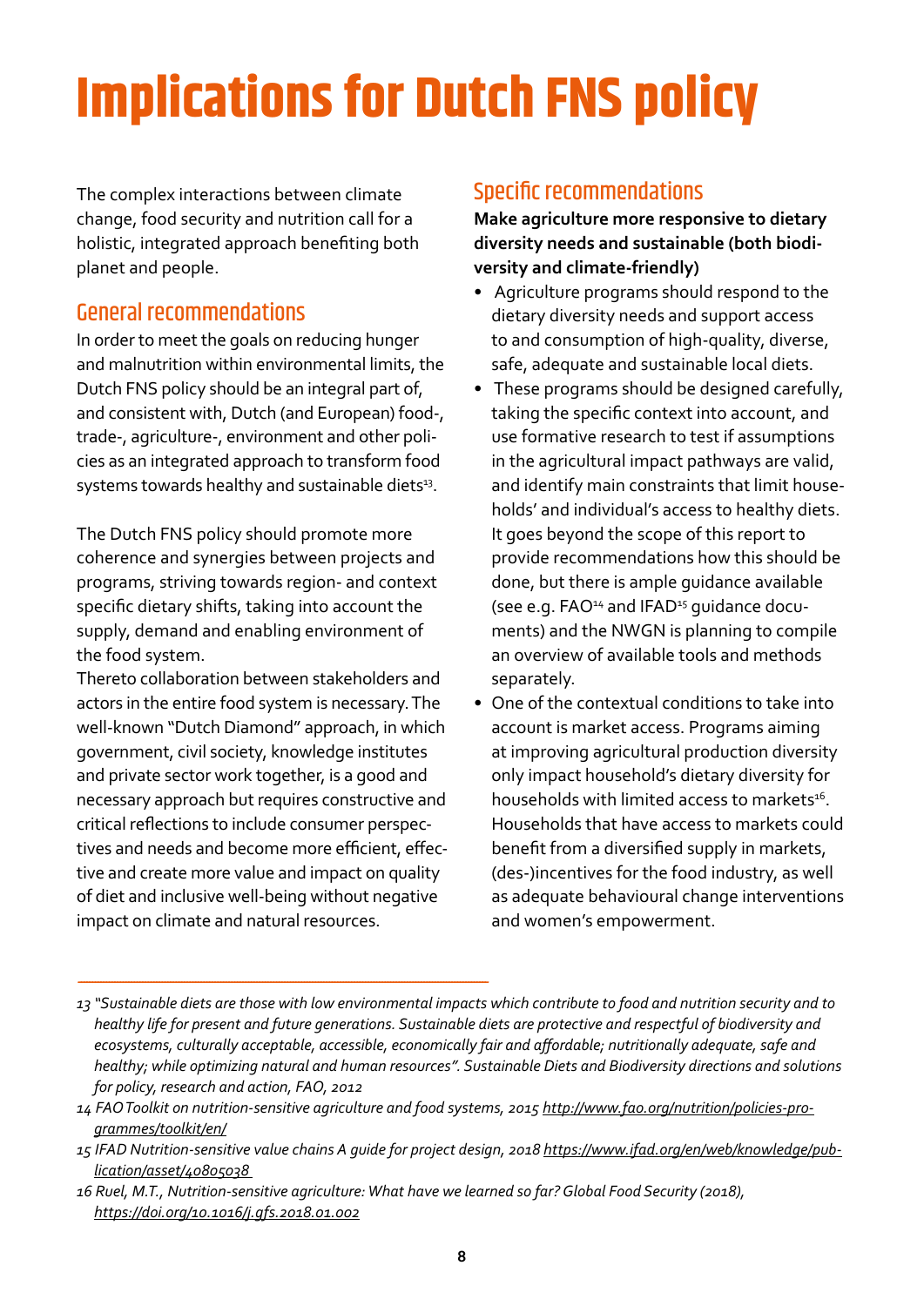# Implications for Dutch FNS policy

The complex interactions between climate change, food security and nutrition call for a holistic, integrated approach benefiting both planet and people.

## General recommendations

In order to meet the goals on reducing hunger and malnutrition within environmental limits, the Dutch FNS policy should be an integral part of, and consistent with, Dutch (and European) food-, trade-, agriculture-, environment and other policies as an integrated approach to transform food systems towards healthy and sustainable diets[13].

The Dutch FNS policy should promote more coherence and synergies between projects and programs, striving towards region- and context specific dietary shifts, taking into account the supply, demand and enabling environment of the food system.
Thereto collaboration between stakeholders and actors in the entire food system is necessary. The well-known "Dutch Diamond" approach, in which government, civil society, knowledge institutes and private sector work together, is a good and necessary approach but requires constructive and critical reflections to include consumer perspectives and needs and become more efficient, effective and create more value and impact on quality of diet and inclusive well-being without negative impact on climate and natural resources.

## Specific recommendations

**Make agriculture more responsive to dietary diversity needs and sustainable (both biodiversity and climate-friendly)**

- Agriculture programs should respond to the dietary diversity needs and support access to and consumption of high-quality, diverse, safe, adequate and sustainable local diets.
- These programs should be designed carefully, taking the specific context into account, and use formative research to test if assumptions in the agricultural impact pathways are valid, and identify main constraints that limit households' and individual's access to healthy diets. It goes beyond the scope of this report to provide recommendations how this should be done, but there is ample guidance available (see e.g. FAO[14] and IFAD[15] guidance documents) and the NWGN is planning to compile an overview of available tools and methods separately.
- One of the contextual conditions to take into account is market access. Programs aiming at improving agricultural production diversity only impact household's dietary diversity for households with limited access to markets[16]. Households that have access to markets could benefit from a diversified supply in markets, (des-)incentives for the food industry, as well as adequate behavioural change interventions and women's empowerment.

---

*13 "Sustainable diets are those with low environmental impacts which contribute to food and nutrition security and to healthy life for present and future generations. Sustainable diets are protective and respectful of biodiversity and ecosystems, culturally acceptable, accessible, economically fair and affordable; nutritionally adequate, safe and healthy; while optimizing natural and human resources". Sustainable Diets and Biodiversity directions and solutions for policy, research and action, FAO, 2012*

*14 FAO Toolkit on nutrition-sensitive agriculture and food systems, 2015 http://www.fao.org/nutrition/policies-programmes/toolkit/en/*

*15 IFAD Nutrition-sensitive value chains A guide for project design, 2018 https://www.ifad.org/en/web/knowledge/publication/asset/40805038*

*16 Ruel, M.T., Nutrition-sensitive agriculture: What have we learned so far? Global Food Security (2018), https://doi.org/10.1016/j.gfs.2018.01.002*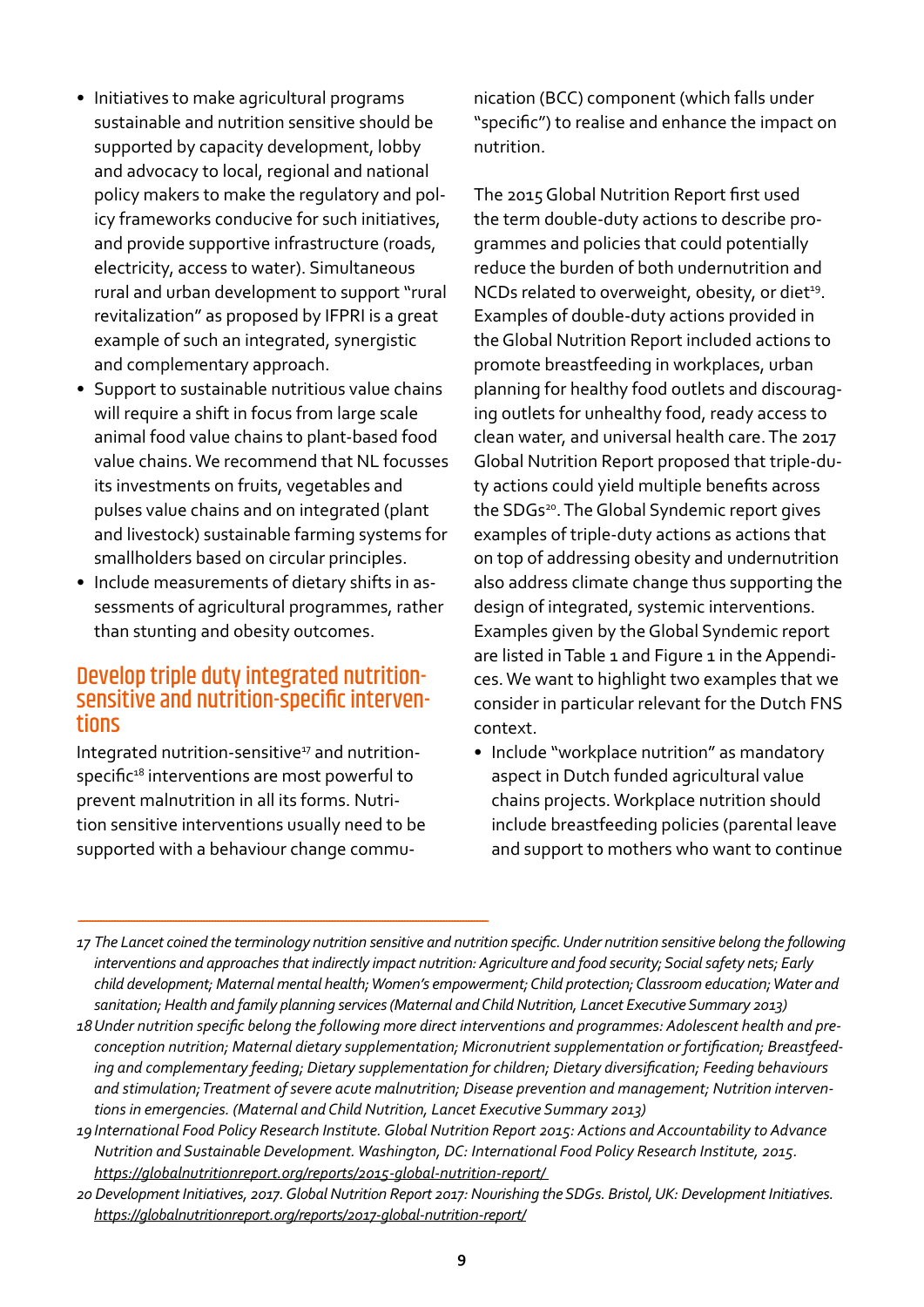- Initiatives to make agricultural programs sustainable and nutrition sensitive should be supported by capacity development, lobby and advocacy to local, regional and national policy makers to make the regulatory and policy frameworks conducive for such initiatives, and provide supportive infrastructure (roads, electricity, access to water). Simultaneous rural and urban development to support "rural revitalization" as proposed by IFPRI is a great example of such an integrated, synergistic and complementary approach.
- Support to sustainable nutritious value chains will require a shift in focus from large scale animal food value chains to plant-based food value chains. We recommend that NL focusses its investments on fruits, vegetables and pulses value chains and on integrated (plant and livestock) sustainable farming systems for smallholders based on circular principles.
- Include measurements of dietary shifts in assessments of agricultural programmes, rather than stunting and obesity outcomes.

## Develop triple duty integrated nutrition-sensitive and nutrition-specific interventions

Integrated nutrition-sensitive[17] and nutrition-specific[18] interventions are most powerful to prevent malnutrition in all its forms. Nutrition sensitive interventions usually need to be supported with a behaviour change communication (BCC) component (which falls under "specific") to realise and enhance the impact on nutrition.

The 2015 Global Nutrition Report first used the term double-duty actions to describe programmes and policies that could potentially reduce the burden of both undernutrition and NCDs related to overweight, obesity, or diet[19]. Examples of double-duty actions provided in the Global Nutrition Report included actions to promote breastfeeding in workplaces, urban planning for healthy food outlets and discouraging outlets for unhealthy food, ready access to clean water, and universal health care. The 2017 Global Nutrition Report proposed that triple-duty actions could yield multiple benefits across the SDGs[20]. The Global Syndemic report gives examples of triple-duty actions as actions that on top of addressing obesity and undernutrition also address climate change thus supporting the design of integrated, systemic interventions. Examples given by the Global Syndemic report are listed in Table 1 and Figure 1 in the Appendices. We want to highlight two examples that we consider in particular relevant for the Dutch FNS context.

- Include "workplace nutrition" as mandatory aspect in Dutch funded agricultural value chains projects. Workplace nutrition should include breastfeeding policies (parental leave and support to mothers who want to continue

---

*17 The Lancet coined the terminology nutrition sensitive and nutrition specific. Under nutrition sensitive belong the following interventions and approaches that indirectly impact nutrition: Agriculture and food security; Social safety nets; Early child development; Maternal mental health; Women's empowerment; Child protection; Classroom education; Water and sanitation; Health and family planning services (Maternal and Child Nutrition, Lancet Executive Summary 2013)*

*18 Under nutrition specific belong the following more direct interventions and programmes: Adolescent health and preconception nutrition; Maternal dietary supplementation; Micronutrient supplementation or fortification; Breastfeeding and complementary feeding; Dietary supplementation for children; Dietary diversification; Feeding behaviours and stimulation; Treatment of severe acute malnutrition; Disease prevention and management; Nutrition interventions in emergencies. (Maternal and Child Nutrition, Lancet Executive Summary 2013)*

*19 International Food Policy Research Institute. Global Nutrition Report 2015: Actions and Accountability to Advance Nutrition and Sustainable Development. Washington, DC: International Food Policy Research Institute, 2015. https://globalnutritionreport.org/reports/2015-global-nutrition-report/*

*20 Development Initiatives, 2017. Global Nutrition Report 2017: Nourishing the SDGs. Bristol, UK: Development Initiatives. https://globalnutritionreport.org/reports/2017-global-nutrition-report/*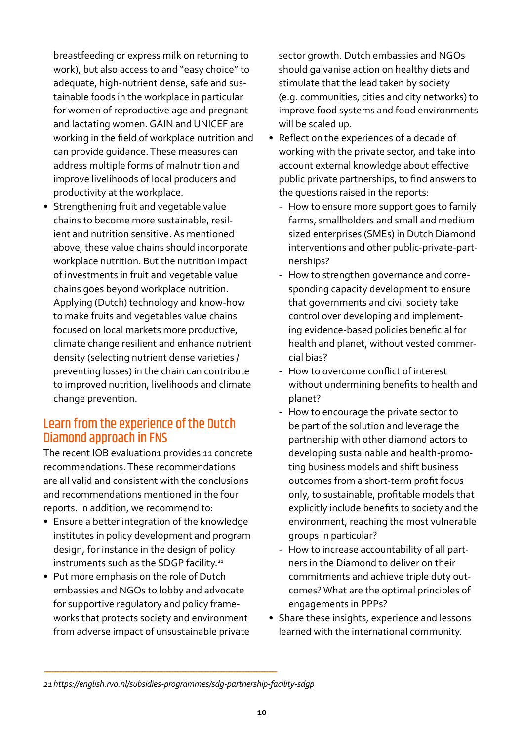breastfeeding or express milk on returning to work), but also access to and "easy choice" to adequate, high-nutrient dense, safe and sustainable foods in the workplace in particular for women of reproductive age and pregnant and lactating women. GAIN and UNICEF are working in the field of workplace nutrition and can provide guidance. These measures can address multiple forms of malnutrition and improve livelihoods of local producers and productivity at the workplace.

- Strengthening fruit and vegetable value chains to become more sustainable, resilient and nutrition sensitive. As mentioned above, these value chains should incorporate workplace nutrition. But the nutrition impact of investments in fruit and vegetable value chains goes beyond workplace nutrition. Applying (Dutch) technology and know-how to make fruits and vegetables value chains focused on local markets more productive, climate change resilient and enhance nutrient density (selecting nutrient dense varieties / preventing losses) in the chain can contribute to improved nutrition, livelihoods and climate change prevention.

## Learn from the experience of the Dutch Diamond approach in FNS

The recent IOB evaluation1 provides 11 concrete recommendations. These recommendations are all valid and consistent with the conclusions and recommendations mentioned in the four reports. In addition, we recommend to:

- Ensure a better integration of the knowledge institutes in policy development and program design, for instance in the design of policy instruments such as the SDGP facility.[21]
- Put more emphasis on the role of Dutch embassies and NGOs to lobby and advocate for supportive regulatory and policy frameworks that protects society and environment from adverse impact of unsustainable private sector growth. Dutch embassies and NGOs should galvanise action on healthy diets and stimulate that the lead taken by society (e.g. communities, cities and city networks) to improve food systems and food environments will be scaled up.
- Reflect on the experiences of a decade of working with the private sector, and take into account external knowledge about effective public private partnerships, to find answers to the questions raised in the reports:
  - How to ensure more support goes to family farms, smallholders and small and medium sized enterprises (SMEs) in Dutch Diamond interventions and other public-private-partnerships?
  - How to strengthen governance and corresponding capacity development to ensure that governments and civil society take control over developing and implementing evidence-based policies beneficial for health and planet, without vested commercial bias?
  - How to overcome conflict of interest without undermining benefits to health and planet?
  - How to encourage the private sector to be part of the solution and leverage the partnership with other diamond actors to developing sustainable and health-promoting business models and shift business outcomes from a short-term profit focus only, to sustainable, profitable models that explicitly include benefits to society and the environment, reaching the most vulnerable groups in particular?
  - How to increase accountability of all partners in the Diamond to deliver on their commitments and achieve triple duty outcomes? What are the optimal principles of engagements in PPPs?
- Share these insights, experience and lessons learned with the international community.

---

21 https://english.rvo.nl/subsidies-programmes/sdg-partnership-facility-sdgp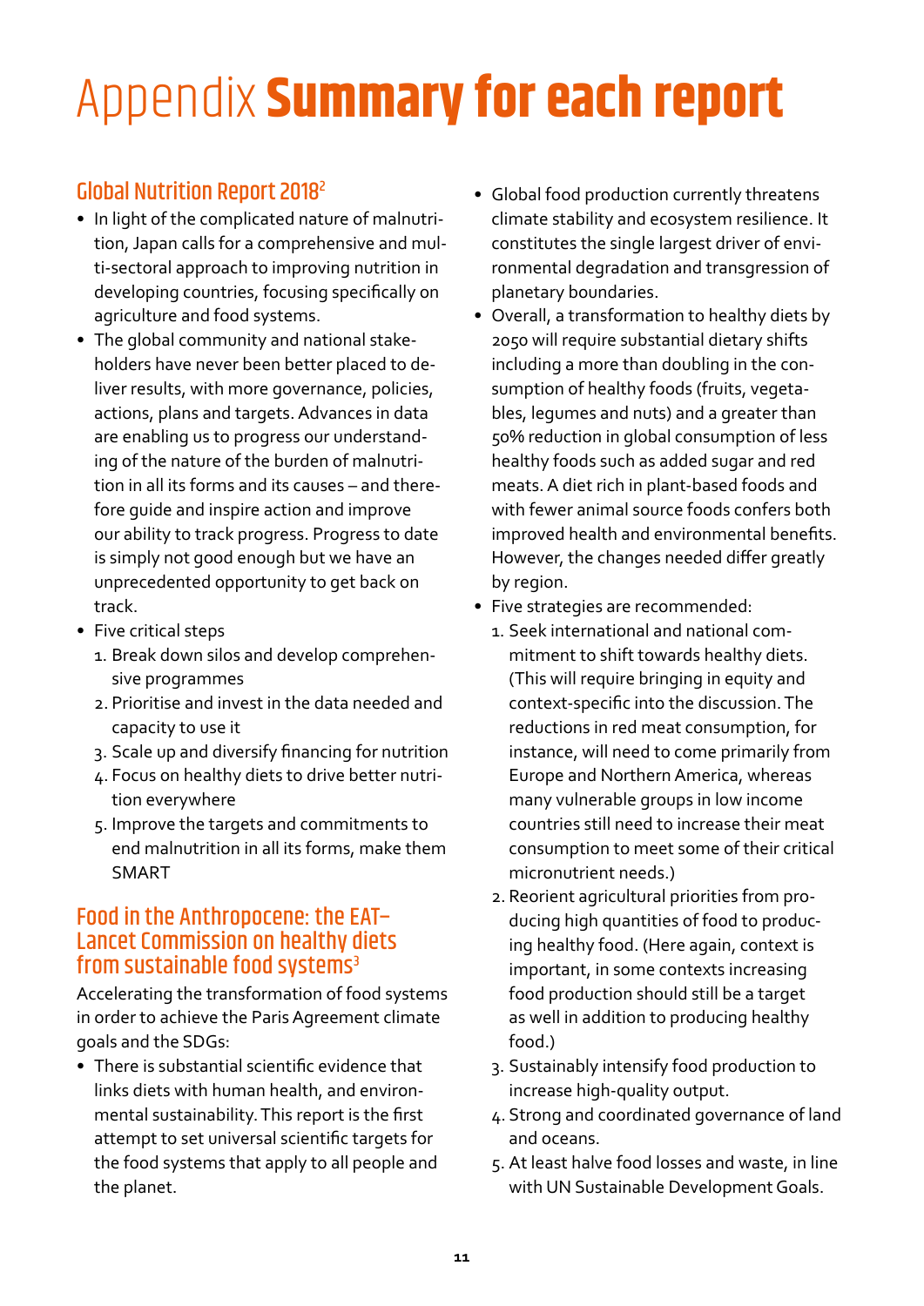# Appendix **Summary for each report**

## Global Nutrition Report 2018[2]

- In light of the complicated nature of malnutrition, Japan calls for a comprehensive and multi-sectoral approach to improving nutrition in developing countries, focusing specifically on agriculture and food systems.
- The global community and national stakeholders have never been better placed to deliver results, with more governance, policies, actions, plans and targets. Advances in data are enabling us to progress our understanding of the nature of the burden of malnutrition in all its forms and its causes – and therefore guide and inspire action and improve our ability to track progress. Progress to date is simply not good enough but we have an unprecedented opportunity to get back on track.
- Five critical steps
  1. Break down silos and develop comprehensive programmes
  2. Prioritise and invest in the data needed and capacity to use it
  3. Scale up and diversify financing for nutrition
  4. Focus on healthy diets to drive better nutrition everywhere
  5. Improve the targets and commitments to end malnutrition in all its forms, make them SMART

## Food in the Anthropocene: the EAT–Lancet Commission on healthy diets from sustainable food systems[3]

Accelerating the transformation of food systems in order to achieve the Paris Agreement climate goals and the SDGs:

- There is substantial scientific evidence that links diets with human health, and environmental sustainability. This report is the first attempt to set universal scientific targets for the food systems that apply to all people and the planet.
- Global food production currently threatens climate stability and ecosystem resilience. It constitutes the single largest driver of environmental degradation and transgression of planetary boundaries.
- Overall, a transformation to healthy diets by 2050 will require substantial dietary shifts including a more than doubling in the consumption of healthy foods (fruits, vegetables, legumes and nuts) and a greater than 50% reduction in global consumption of less healthy foods such as added sugar and red meats. A diet rich in plant-based foods and with fewer animal source foods confers both improved health and environmental benefits. However, the changes needed differ greatly by region.
- Five strategies are recommended:
  1. Seek international and national commitment to shift towards healthy diets. (This will require bringing in equity and context-specific into the discussion. The reductions in red meat consumption, for instance, will need to come primarily from Europe and Northern America, whereas many vulnerable groups in low income countries still need to increase their meat consumption to meet some of their critical micronutrient needs.)
  2. Reorient agricultural priorities from producing high quantities of food to producing healthy food. (Here again, context is important, in some contexts increasing food production should still be a target as well in addition to producing healthy food.)
  3. Sustainably intensify food production to increase high-quality output.
  4. Strong and coordinated governance of land and oceans.
  5. At least halve food losses and waste, in line with UN Sustainable Development Goals.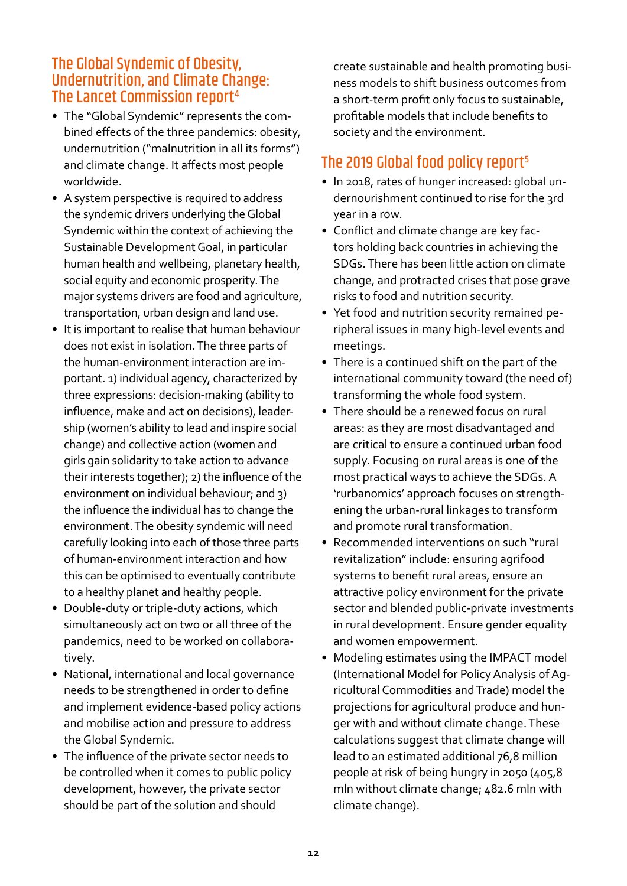## The Global Syndemic of Obesity, Undernutrition, and Climate Change: The Lancet Commission report[4]

- The "Global Syndemic" represents the combined effects of the three pandemics: obesity, undernutrition ("malnutrition in all its forms") and climate change. It affects most people worldwide.
- A system perspective is required to address the syndemic drivers underlying the Global Syndemic within the context of achieving the Sustainable Development Goal, in particular human health and wellbeing, planetary health, social equity and economic prosperity. The major systems drivers are food and agriculture, transportation, urban design and land use.
- It is important to realise that human behaviour does not exist in isolation. The three parts of the human-environment interaction are important. 1) individual agency, characterized by three expressions: decision-making (ability to influence, make and act on decisions), leadership (women's ability to lead and inspire social change) and collective action (women and girls gain solidarity to take action to advance their interests together); 2) the influence of the environment on individual behaviour; and 3) the influence the individual has to change the environment. The obesity syndemic will need carefully looking into each of those three parts of human-environment interaction and how this can be optimised to eventually contribute to a healthy planet and healthy people.
- Double-duty or triple-duty actions, which simultaneously act on two or all three of the pandemics, need to be worked on collaboratively.
- National, international and local governance needs to be strengthened in order to define and implement evidence-based policy actions and mobilise action and pressure to address the Global Syndemic.
- The influence of the private sector needs to be controlled when it comes to public policy development, however, the private sector should be part of the solution and should create sustainable and health promoting business models to shift business outcomes from a short-term profit only focus to sustainable, profitable models that include benefits to society and the environment.

## The 2019 Global food policy report[5]

- In 2018, rates of hunger increased: global undernourishment continued to rise for the 3rd year in a row.
- Conflict and climate change are key factors holding back countries in achieving the SDGs. There has been little action on climate change, and protracted crises that pose grave risks to food and nutrition security.
- Yet food and nutrition security remained peripheral issues in many high-level events and meetings.
- There is a continued shift on the part of the international community toward (the need of) transforming the whole food system.
- There should be a renewed focus on rural areas: as they are most disadvantaged and are critical to ensure a continued urban food supply. Focusing on rural areas is one of the most practical ways to achieve the SDGs. A 'rurbanomics' approach focuses on strengthening the urban-rural linkages to transform and promote rural transformation.
- Recommended interventions on such "rural revitalization" include: ensuring agrifood systems to benefit rural areas, ensure an attractive policy environment for the private sector and blended public-private investments in rural development. Ensure gender equality and women empowerment.
- Modeling estimates using the IMPACT model (International Model for Policy Analysis of Agricultural Commodities and Trade) model the projections for agricultural produce and hunger with and without climate change. These calculations suggest that climate change will lead to an estimated additional 76,8 million people at risk of being hungry in 2050 (405,8 mln without climate change; 482.6 mln with climate change).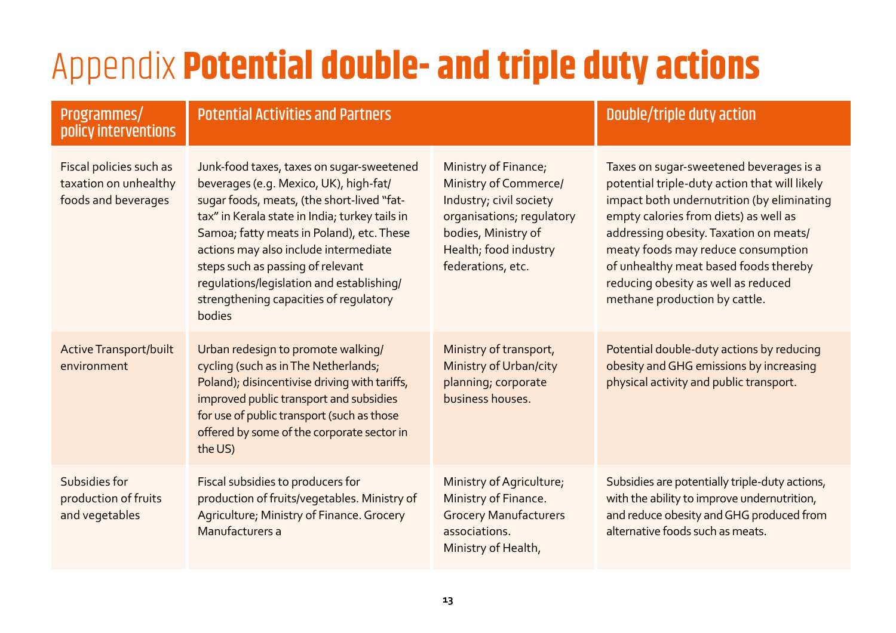# Appendix **Potential double- and triple duty actions**

| Programmes/ policy interventions | Potential Activities and Partners | | Double/triple duty action |
|---|---|---|---|
| Fiscal policies such as taxation on unhealthy foods and beverages | Junk-food taxes, taxes on sugar-sweetened beverages (e.g. Mexico, UK), high-fat/ sugar foods, meats, (the short-lived "fat-tax" in Kerala state in India; turkey tails in Samoa; fatty meats in Poland), etc. These actions may also include intermediate steps such as passing of relevant regulations/legislation and establishing/ strengthening capacities of regulatory bodies | Ministry of Finance; Ministry of Commerce/ Industry; civil society organisations; regulatory bodies, Ministry of Health; food industry federations, etc. | Taxes on sugar-sweetened beverages is a potential triple-duty action that will likely impact both undernutrition (by eliminating empty calories from diets) as well as addressing obesity. Taxation on meats/ meaty foods may reduce consumption of unhealthy meat based foods thereby reducing obesity as well as reduced methane production by cattle. |
| Active Transport/built environment | Urban redesign to promote walking/ cycling (such as in The Netherlands; Poland); disincentivise driving with tariffs, improved public transport and subsidies for use of public transport (such as those offered by some of the corporate sector in the US) | Ministry of transport, Ministry of Urban/city planning; corporate business houses. | Potential double-duty actions by reducing obesity and GHG emissions by increasing physical activity and public transport. |
| Subsidies for production of fruits and vegetables | Fiscal subsidies to producers for production of fruits/vegetables. Ministry of Agriculture; Ministry of Finance. Grocery Manufacturers a | Ministry of Agriculture; Ministry of Finance. Grocery Manufacturers associations. Ministry of Health, | Subsidies are potentially triple-duty actions, with the ability to improve undernutrition, and reduce obesity and GHG produced from alternative foods such as meats. |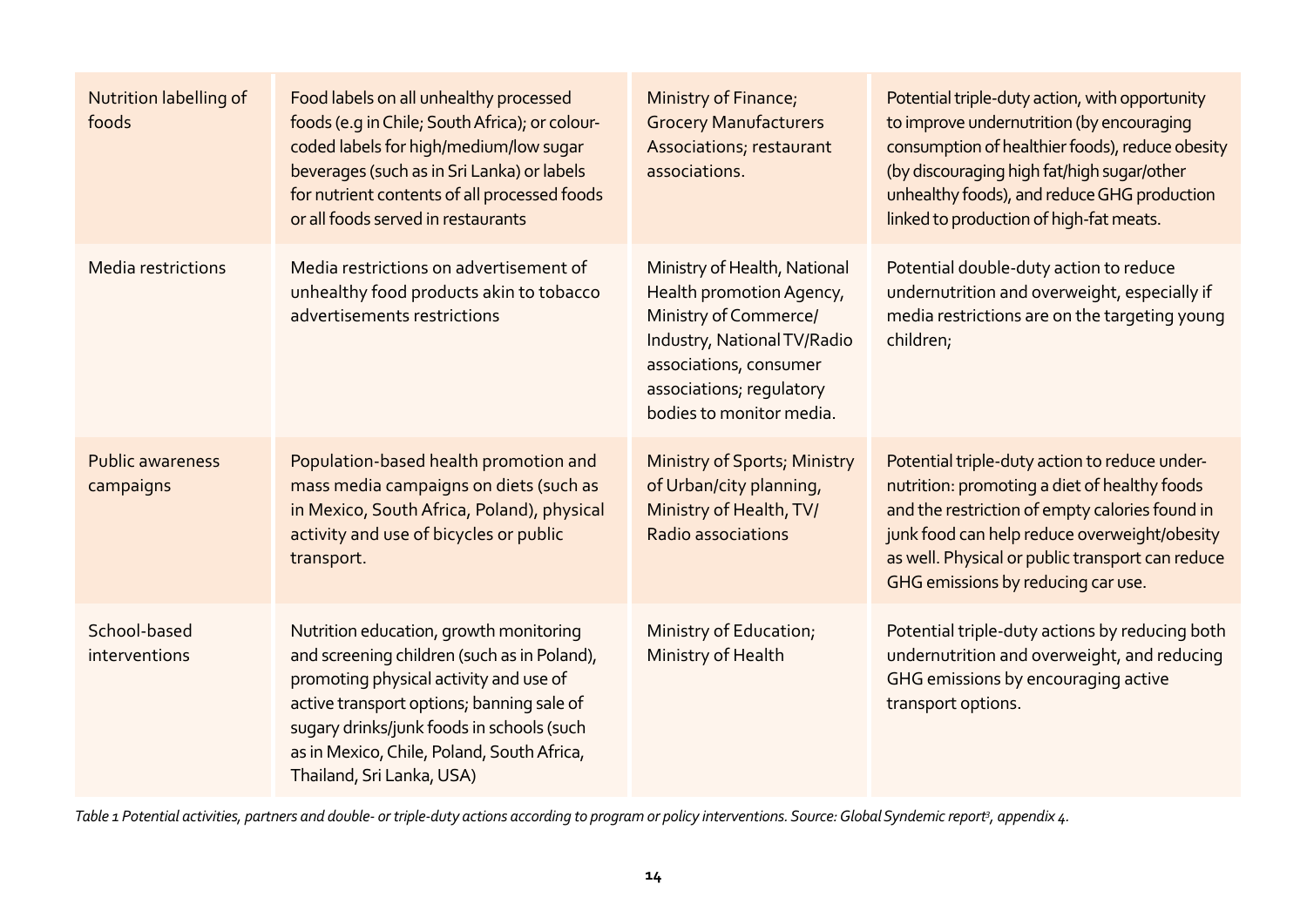| | | | |
|---|---|---|---|
| Nutrition labelling of foods | Food labels on all unhealthy processed foods (e.g in Chile; South Africa); or colour-coded labels for high/medium/low sugar beverages (such as in Sri Lanka) or labels for nutrient contents of all processed foods or all foods served in restaurants | Ministry of Finance; Grocery Manufacturers Associations; restaurant associations. | Potential triple-duty action, with opportunity to improve undernutrition (by encouraging consumption of healthier foods), reduce obesity (by discouraging high fat/high sugar/other unhealthy foods), and reduce GHG production linked to production of high-fat meats. |
| Media restrictions | Media restrictions on advertisement of unhealthy food products akin to tobacco advertisements restrictions | Ministry of Health, National Health promotion Agency, Ministry of Commerce/ Industry, National TV/Radio associations, consumer associations; regulatory bodies to monitor media. | Potential double-duty action to reduce undernutrition and overweight, especially if media restrictions are on the targeting young children; |
| Public awareness campaigns | Population-based health promotion and mass media campaigns on diets (such as in Mexico, South Africa, Poland), physical activity and use of bicycles or public transport. | Ministry of Sports; Ministry of Urban/city planning, Ministry of Health, TV/ Radio associations | Potential triple-duty action to reduce under-nutrition: promoting a diet of healthy foods and the restriction of empty calories found in junk food can help reduce overweight/obesity as well. Physical or public transport can reduce GHG emissions by reducing car use. |
| School-based interventions | Nutrition education, growth monitoring and screening children (such as in Poland), promoting physical activity and use of active transport options; banning sale of sugary drinks/junk foods in schools (such as in Mexico, Chile, Poland, South Africa, Thailand, Sri Lanka, USA) | Ministry of Education; Ministry of Health | Potential triple-duty actions by reducing both undernutrition and overweight, and reducing GHG emissions by encouraging active transport options. |

*Table 1 Potential activities, partners and double- or triple-duty actions according to program or policy interventions. Source: Global Syndemic report[2], appendix 4.*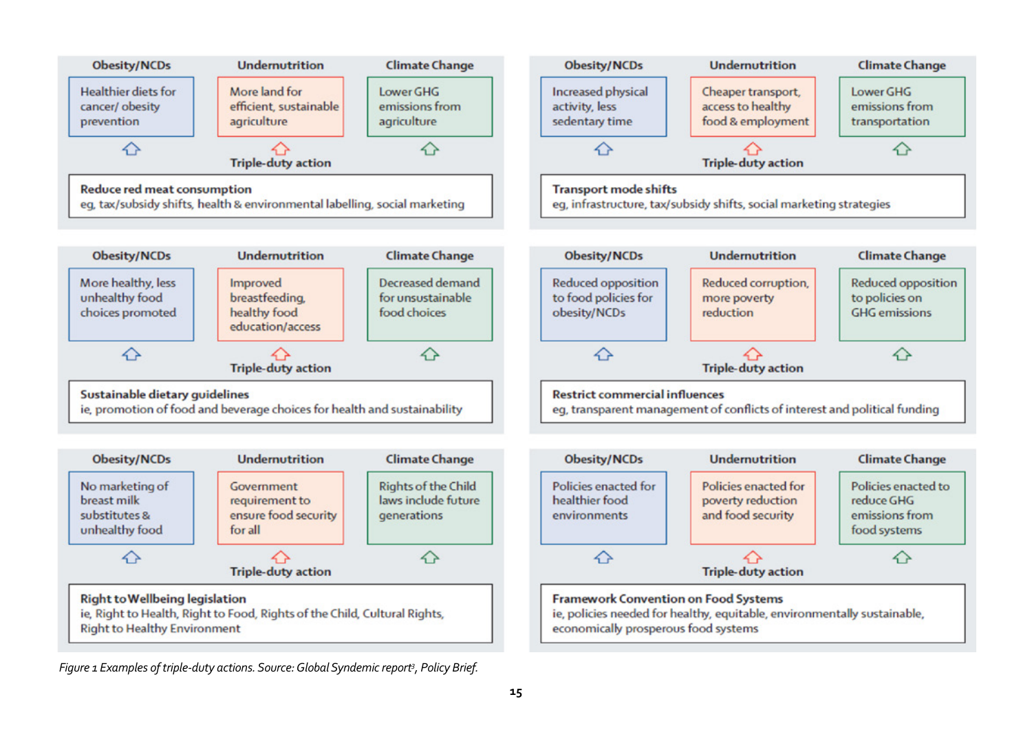| Obesity/NCDs | Undernutrition | Climate Change |
|---|---|---|
| Healthier diets for cancer/ obesity prevention | More land for efficient, sustainable agriculture | Lower GHG emissions from agriculture |

**Triple-duty action**

**Reduce red meat consumption**
eg, tax/subsidy shifts, health & environmental labelling, social marketing

| Obesity/NCDs | Undernutrition | Climate Change |
|---|---|---|
| Increased physical activity, less sedentary time | Cheaper transport, access to healthy food & employment | Lower GHG emissions from transportation |

**Triple-duty action**

**Transport mode shifts**
eg, infrastructure, tax/subsidy shifts, social marketing strategies

| Obesity/NCDs | Undernutrition | Climate Change |
|---|---|---|
| More healthy, less unhealthy food choices promoted | Improved breastfeeding, healthy food education/access | Decreased demand for unsustainable food choices |

**Triple-duty action**

**Sustainable dietary guidelines**
ie, promotion of food and beverage choices for health and sustainability

| Obesity/NCDs | Undernutrition | Climate Change |
|---|---|---|
| Reduced opposition to food policies for obesity/NCDs | Reduced corruption, more poverty reduction | Reduced opposition to policies on GHG emissions |

**Triple-duty action**

**Restrict commercial influences**
eg, transparent management of conflicts of interest and political funding

| Obesity/NCDs | Undernutrition | Climate Change |
|---|---|---|
| No marketing of breast milk substitutes & unhealthy food | Government requirement to ensure food security for all | Rights of the Child laws include future generations |

**Triple-duty action**

**Right to Wellbeing legislation**
ie, Right to Health, Right to Food, Rights of the Child, Cultural Rights, Right to Healthy Environment

| Obesity/NCDs | Undernutrition | Climate Change |
|---|---|---|
| Policies enacted for healthier food environments | Policies enacted for poverty reduction and food security | Policies enacted to reduce GHG emissions from food systems |

**Triple-duty action**

**Framework Convention on Food Systems**
ie, policies needed for healthy, equitable, environmentally sustainable, economically prosperous food systems

*Figure 1 Examples of triple-duty actions. Source: Global Syndemic report[3], Policy Brief.*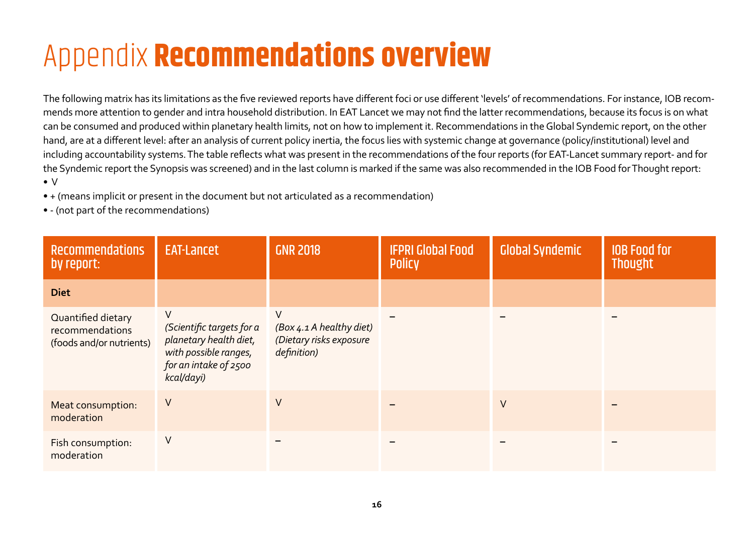# Appendix **Recommendations overview**

The following matrix has its limitations as the five reviewed reports have different foci or use different 'levels' of recommendations. For instance, IOB recommends more attention to gender and intra household distribution. In EAT Lancet we may not find the latter recommendations, because its focus is on what can be consumed and produced within planetary health limits, not on how to implement it. Recommendations in the Global Syndemic report, on the other hand, are at a different level: after an analysis of current policy inertia, the focus lies with systemic change at governance (policy/institutional) level and including accountability systems. The table reflects what was present in the recommendations of the four reports (for EAT-Lancet summary report- and for the Syndemic report the Synopsis was screened) and in the last column is marked if the same was also recommended in the IOB Food for Thought report:

- V
- + (means implicit or present in the document but not articulated as a recommendation)
- - (not part of the recommendations)

| Recommendations by report: | EAT-Lancet | GNR 2018 | IFPRI Global Food Policy | Global Syndemic | IOB Food for Thought |
|---|---|---|---|---|---|
| **Diet** | | | | | |
| Quantified dietary recommendations (foods and/or nutrients) | V *(Scientific targets for a planetary health diet, with possible ranges, for an intake of 2500 kcal/dayi)* | V *(Box 4.1 A healthy diet) (Dietary risks exposure definition)* | – | – | – |
| Meat consumption: moderation | V | V | – | V | – |
| Fish consumption: moderation | V | – | – | – | – |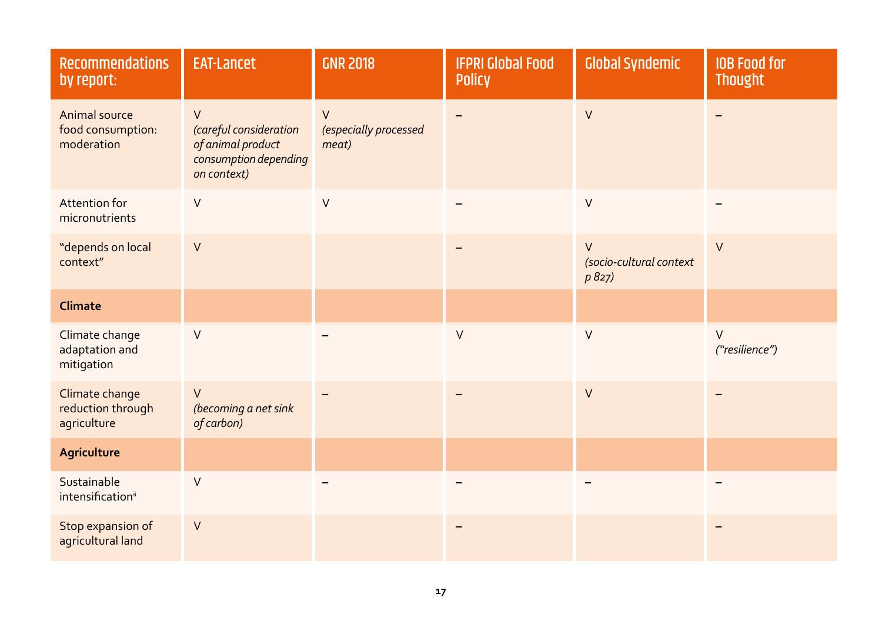| Recommendations by report: | EAT-Lancet | GNR 2018 | IFPRI Global Food Policy | Global Syndemic | IOB Food for Thought |
|---|---|---|---|---|---|
| Animal source food consumption: moderation | V *(careful consideration of animal product consumption depending on context)* | V *(especially processed meat)* | – | V | – |
| Attention for micronutrients | V | V | – | V | – |
| "depends on local context" | V | | – | V *(socio-cultural context p 827)* | V |
| **Climate** | | | | | |
| Climate change adaptation and mitigation | V | – | V | V | V *("resilience")* |
| Climate change reduction through agriculture | V *(becoming a net sink of carbon)* | – | – | V | – |
| **Agriculture** | | | | | |
| Sustainable intensification[ii] | V | – | – | – | – |
| Stop expansion of agricultural land | V | | – | | – |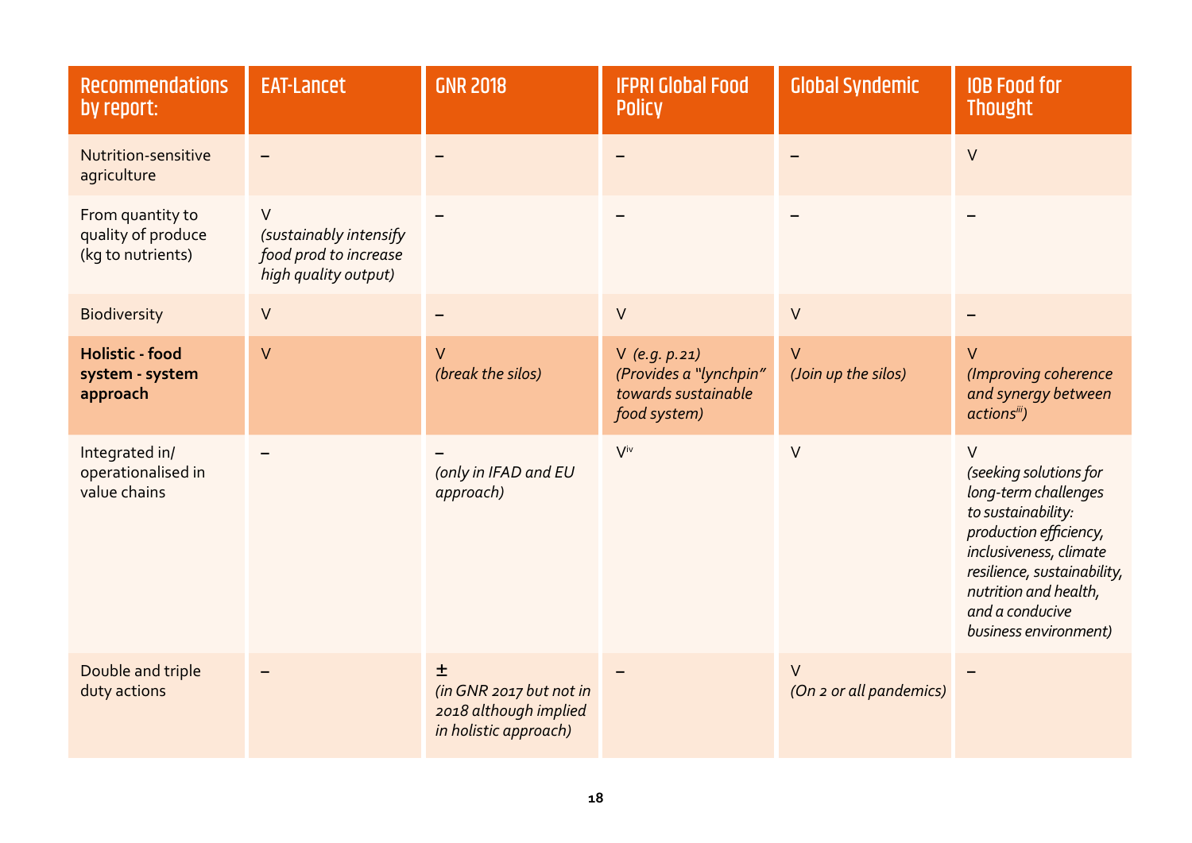| Recommendations by report: | EAT-Lancet | GNR 2018 | IFPRI Global Food Policy | Global Syndemic | IOB Food for Thought |
|---|---|---|---|---|---|
| Nutrition-sensitive agriculture | – | – | – | – | V |
| From quantity to quality of produce (kg to nutrients) | V *(sustainably intensify food prod to increase high quality output)* | – | – | – | – |
| Biodiversity | V | – | V | V | – |
| **Holistic - food system - system approach** | V | V *(break the silos)* | V *(e.g. p.21) (Provides a "lynchpin" towards sustainable food system)* | V *(Join up the silos)* | V *(Improving coherence and synergy between actions[iii])* |
| Integrated in/ operationalised in value chains | – | – *(only in IFAD and EU approach)* | V[iv] | V | V *(seeking solutions for long-term challenges to sustainability: production efficiency, inclusiveness, climate resilience, sustainability, nutrition and health, and a conducive business environment)* |
| Double and triple duty actions | – | ± *(in GNR 2017 but not in 2018 although implied in holistic approach)* | – | V *(On 2 or all pandemics)* | – |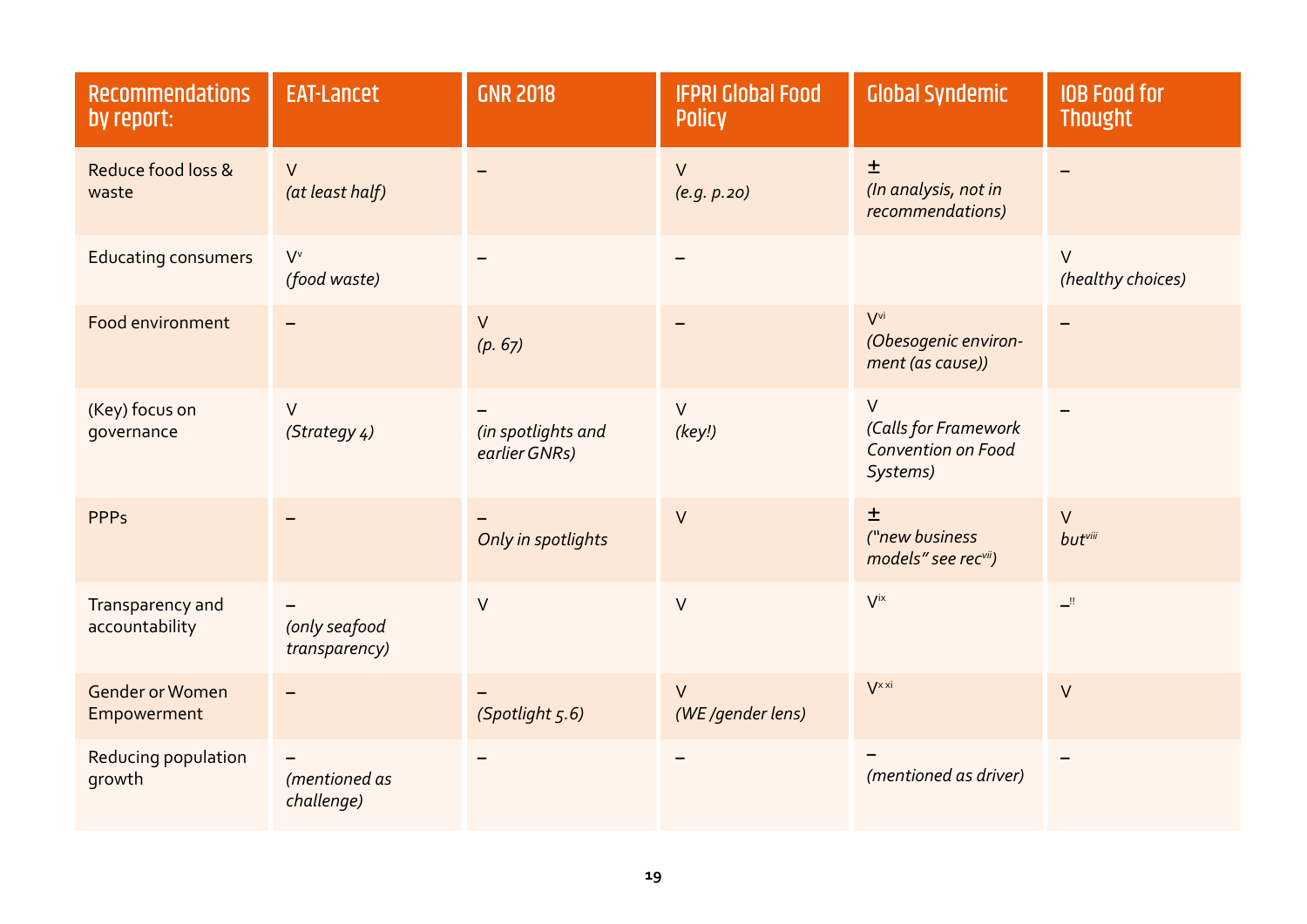| Recommendations by report: | EAT-Lancet | GNR 2018 | IFPRI Global Food Policy | Global Syndemic | IOB Food for Thought |
|---|---|---|---|---|---|
| Reduce food loss & waste | V *(at least half)* | – | V *(e.g. p.20)* | ± *(In analysis, not in recommendations)* | – |
| Educating consumers | V[v] *(food waste)* | – | – | | V *(healthy choices)* |
| Food environment | – | V *(p. 67)* | – | V[vi] *(Obesogenic environ-ment (as cause))* | – |
| (Key) focus on governance | V *(Strategy 4)* | – *(in spotlights and earlier GNRs)* | V *(key!)* | V *(Calls for Framework Convention on Food Systems)* | – |
| PPPs | – | – *Only in spotlights* | V | ± *("new business models" see rec[vii])* | V *but[viii]* |
| Transparency and accountability | – *(only seafood transparency)* | V | V | V[ix] | –!! |
| Gender or Women Empowerment | – | – *(Spotlight 5.6)* | V *(WE /gender lens)* | V[x xi] | V |
| Reducing population growth | – *(mentioned as challenge)* | – | – | – *(mentioned as driver)* | – |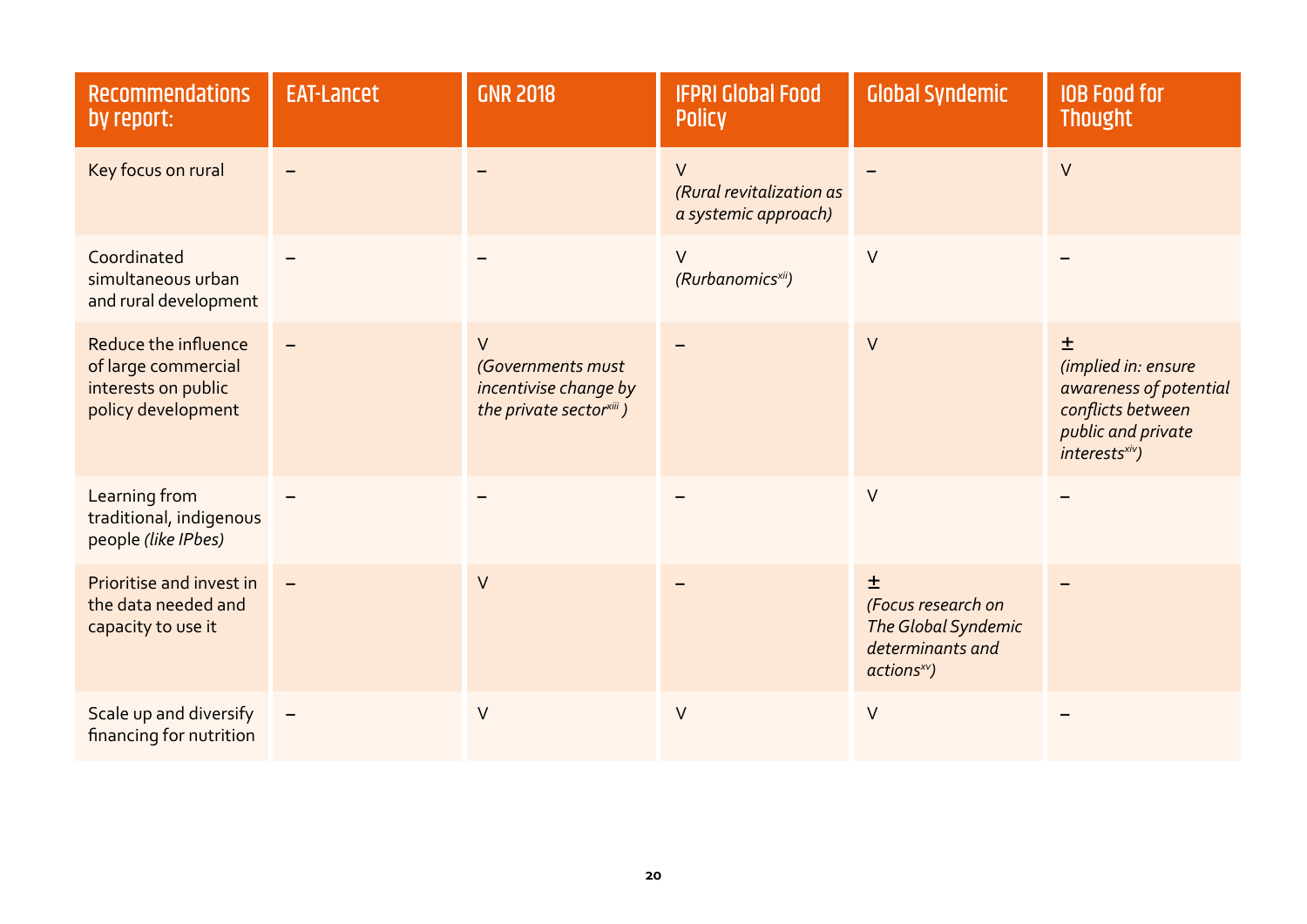| Recommendations by report: | EAT-Lancet | GNR 2018 | IFPRI Global Food Policy | Global Syndemic | IOB Food for Thought |
| --- | --- | --- | --- | --- | --- |
| Key focus on rural | – | – | V *(Rural revitalization as a systemic approach)* | – | V |
| Coordinated simultaneous urban and rural development | – | – | V *(Rurbanomics[xii])* | V | – |
| Reduce the influence of large commercial interests on public policy development | – | V *(Governments must incentivise change by the private sector[xiii] )* | – | V | ± *(implied in: ensure awareness of potential conflicts between public and private interests[xiv])* |
| Learning from traditional, indigenous people *(like IPbes)* | – | – | – | V | – |
| Prioritise and invest in the data needed and capacity to use it | – | V | – | ± *(Focus research on The Global Syndemic determinants and actions[xv])* | – |
| Scale up and diversify financing for nutrition | – | V | V | V | – |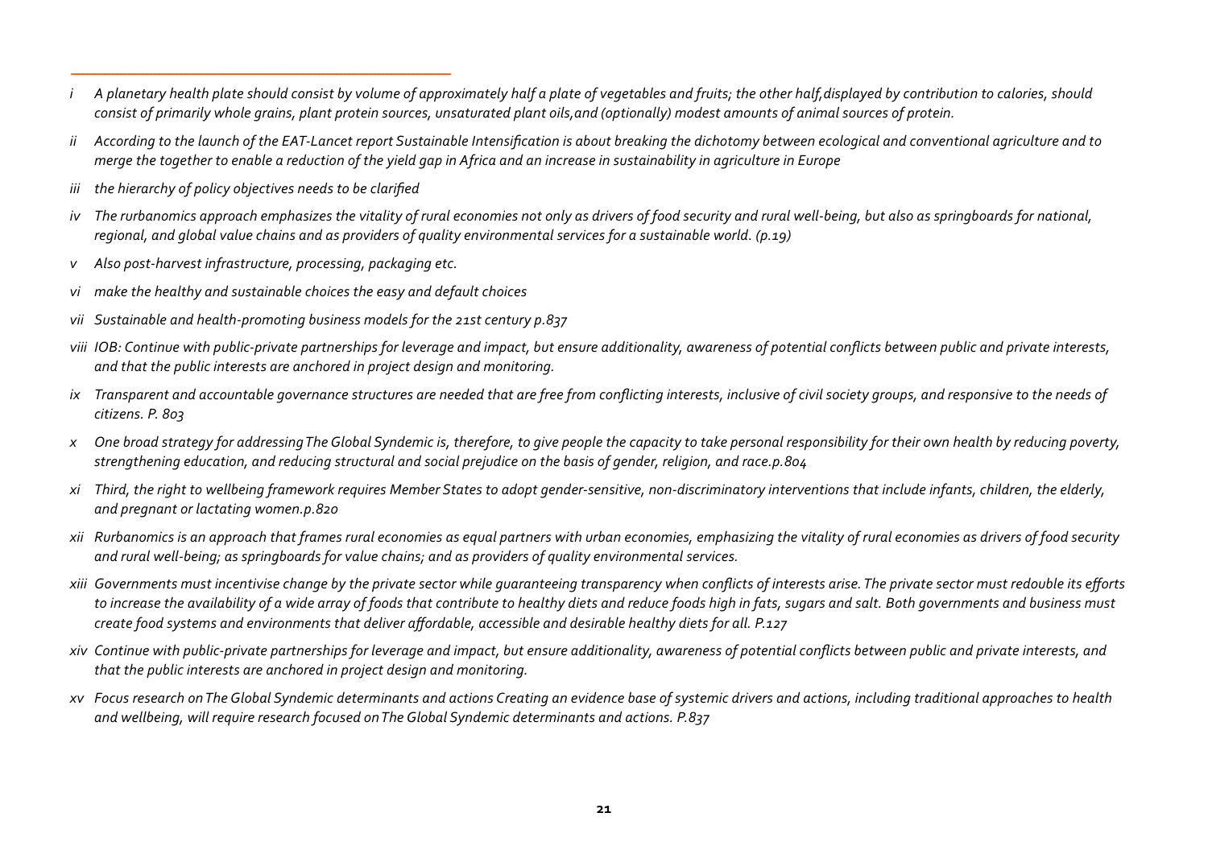*i A planetary health plate should consist by volume of approximately half a plate of vegetables and fruits; the other half,displayed by contribution to calories, should consist of primarily whole grains, plant protein sources, unsaturated plant oils,and (optionally) modest amounts of animal sources of protein.*

*ii According to the launch of the EAT-Lancet report Sustainable Intensification is about breaking the dichotomy between ecological and conventional agriculture and to merge the together to enable a reduction of the yield gap in Africa and an increase in sustainability in agriculture in Europe*

*iii the hierarchy of policy objectives needs to be clarified*

*iv The rurbanomics approach emphasizes the vitality of rural economies not only as drivers of food security and rural well-being, but also as springboards for national, regional, and global value chains and as providers of quality environmental services for a sustainable world. (p.19)*

*v Also post-harvest infrastructure, processing, packaging etc.*

*vi make the healthy and sustainable choices the easy and default choices*

*vii Sustainable and health-promoting business models for the 21st century p.837*

*viii IOB: Continue with public-private partnerships for leverage and impact, but ensure additionality, awareness of potential conflicts between public and private interests, and that the public interests are anchored in project design and monitoring.*

*ix Transparent and accountable governance structures are needed that are free from conflicting interests, inclusive of civil society groups, and responsive to the needs of citizens. P. 803*

*x One broad strategy for addressing The Global Syndemic is, therefore, to give people the capacity to take personal responsibility for their own health by reducing poverty, strengthening education, and reducing structural and social prejudice on the basis of gender, religion, and race.p.804*

*xi Third, the right to wellbeing framework requires Member States to adopt gender-sensitive, non-discriminatory interventions that include infants, children, the elderly, and pregnant or lactating women.p.820*

*xii Rurbanomics is an approach that frames rural economies as equal partners with urban economies, emphasizing the vitality of rural economies as drivers of food security and rural well-being; as springboards for value chains; and as providers of quality environmental services.*

*xiii Governments must incentivise change by the private sector while guaranteeing transparency when conflicts of interests arise. The private sector must redouble its efforts to increase the availability of a wide array of foods that contribute to healthy diets and reduce foods high in fats, sugars and salt. Both governments and business must create food systems and environments that deliver affordable, accessible and desirable healthy diets for all. P.127*

*xiv Continue with public-private partnerships for leverage and impact, but ensure additionality, awareness of potential conflicts between public and private interests, and that the public interests are anchored in project design and monitoring.*

*xv Focus research on The Global Syndemic determinants and actions Creating an evidence base of systemic drivers and actions, including traditional approaches to health and wellbeing, will require research focused on The Global Syndemic determinants and actions. P.837*